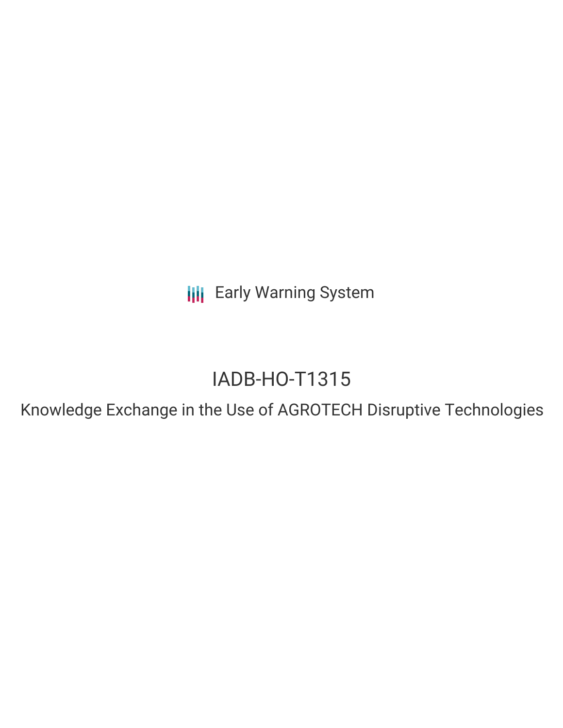Early Warning System

# IADB-HO-T1315

## Knowledge Exchange in the Use of AGROTECH Disruptive Technologies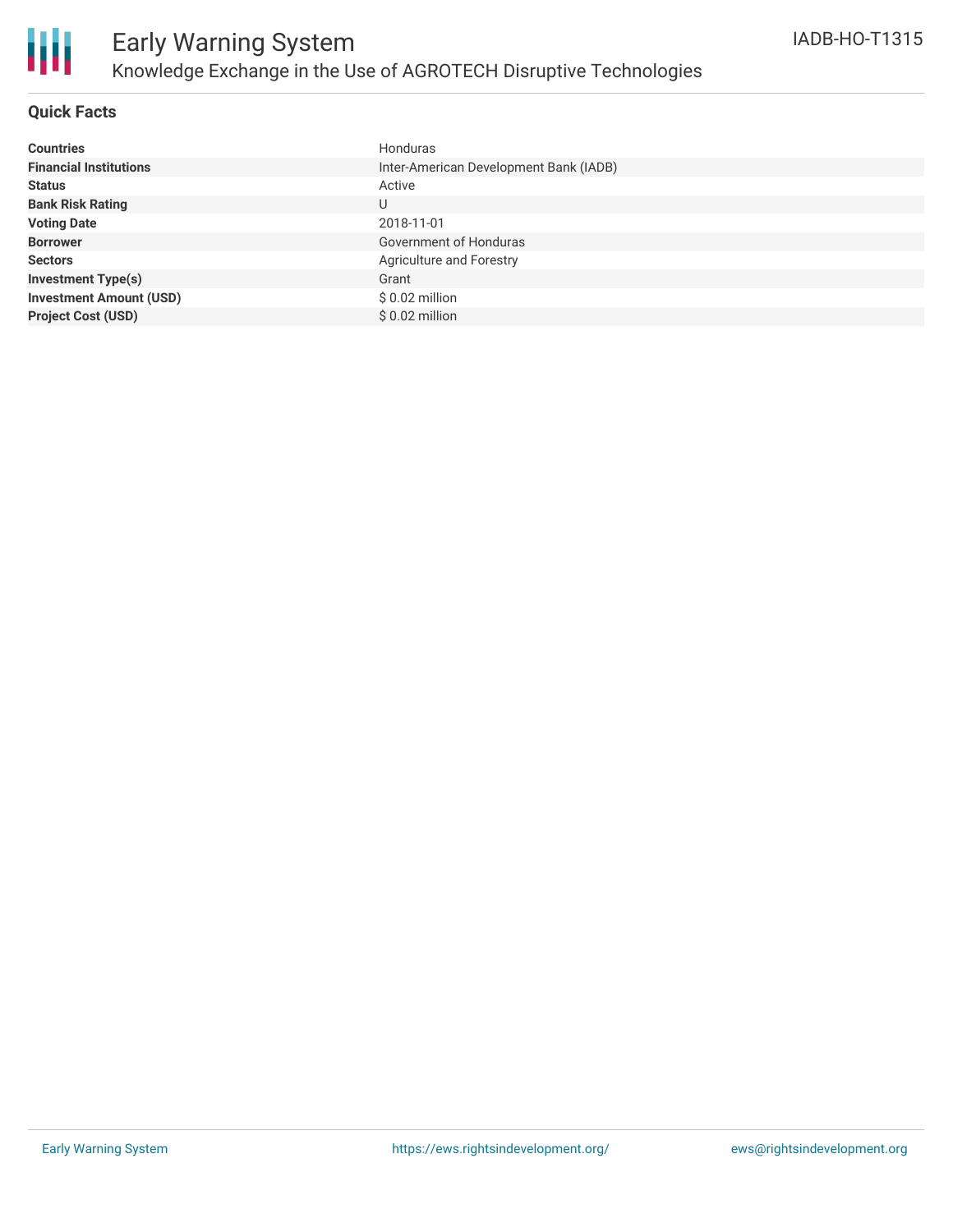# Early Warning System

## Knowledge Exchange in the Use of AGROTECH Disruptive Technologies

IADB-HO-T1315

### Quick Facts

| | |
|---|---|
| **Countries** | Honduras |
| **Financial Institutions** | Inter-American Development Bank (IADB) |
| **Status** | Active |
| **Bank Risk Rating** | U |
| **Voting Date** | 2018-11-01 |
| **Borrower** | Government of Honduras |
| **Sectors** | Agriculture and Forestry |
| **Investment Type(s)** | Grant |
| **Investment Amount (USD)** | $ 0.02 million |
| **Project Cost (USD)** | $ 0.02 million |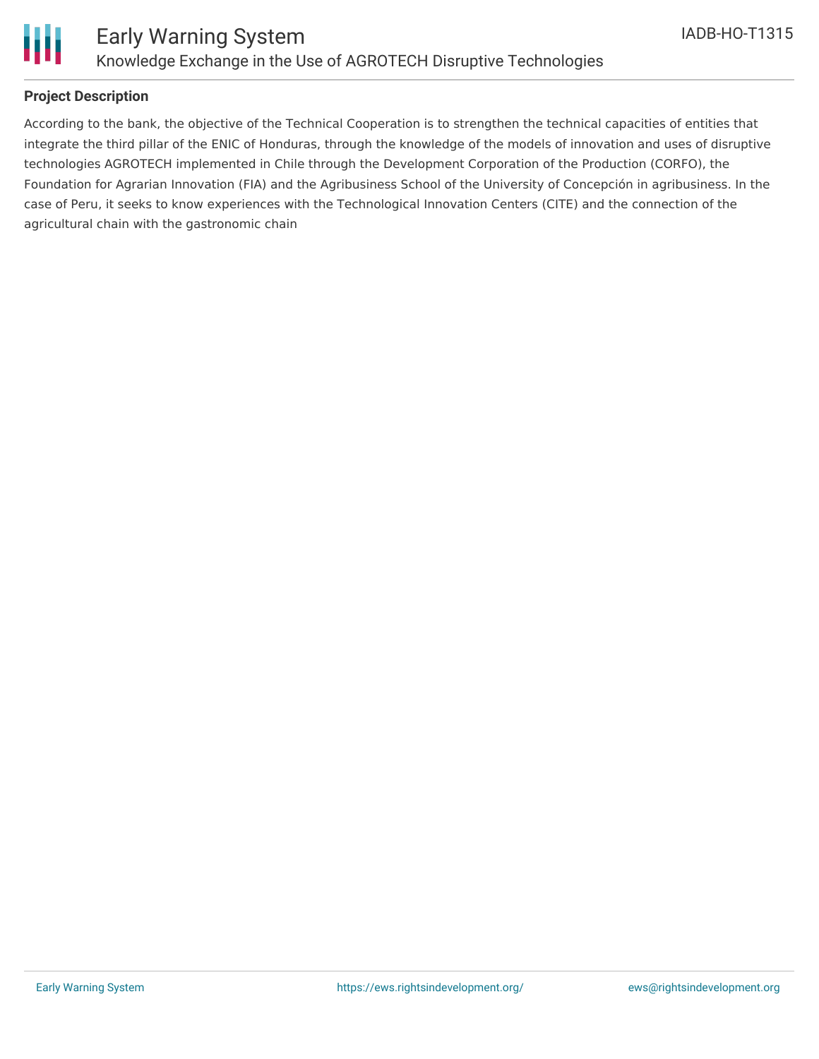## Project Description

According to the bank, the objective of the Technical Cooperation is to strengthen the technical capacities of entities that integrate the third pillar of the ENIC of Honduras, through the knowledge of the models of innovation and uses of disruptive technologies AGROTECH implemented in Chile through the Development Corporation of the Production (CORFO), the Foundation for Agrarian Innovation (FIA) and the Agribusiness School of the University of Concepción in agribusiness. In the case of Peru, it seeks to know experiences with the Technological Innovation Centers (CITE) and the connection of the agricultural chain with the gastronomic chain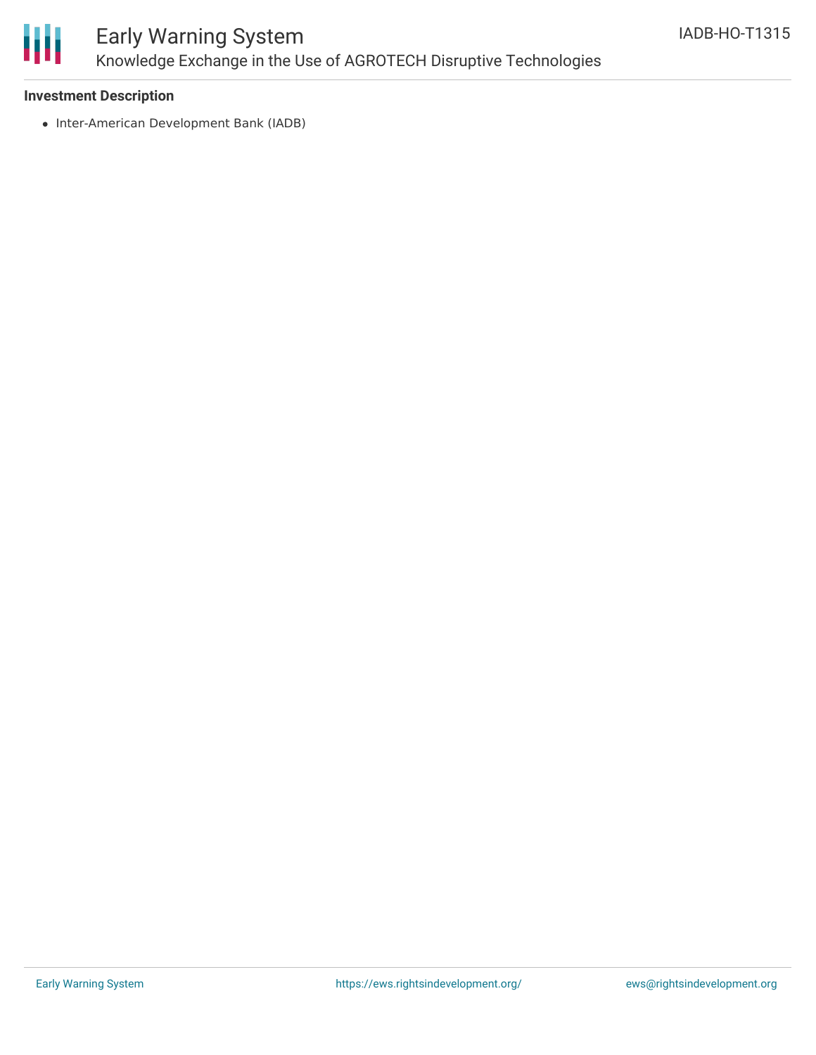**Investment Description**

- Inter-American Development Bank (IADB)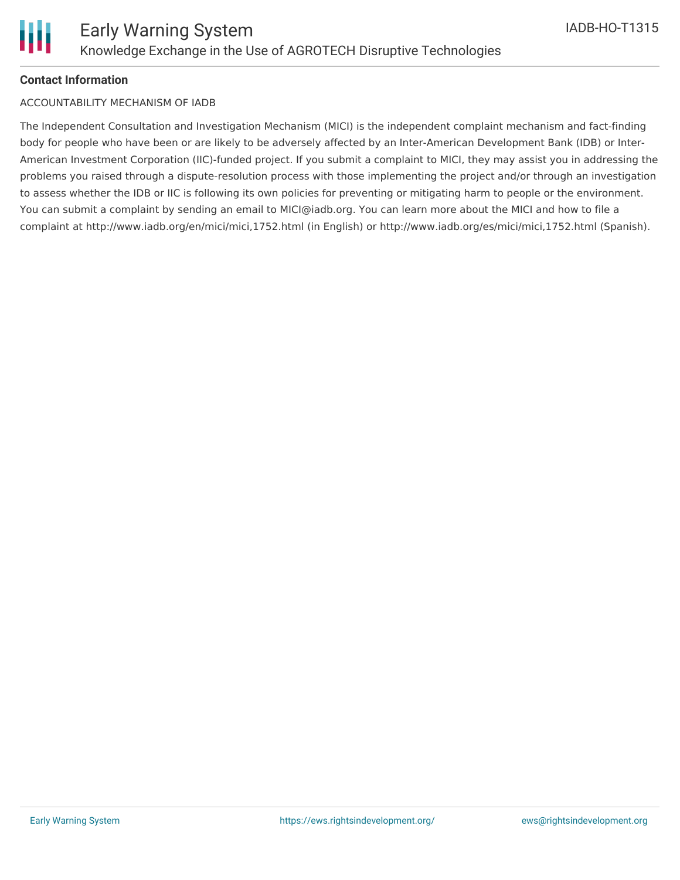**Contact Information**

ACCOUNTABILITY MECHANISM OF IADB

The Independent Consultation and Investigation Mechanism (MICI) is the independent complaint mechanism and fact-finding body for people who have been or are likely to be adversely affected by an Inter-American Development Bank (IDB) or Inter-American Investment Corporation (IIC)-funded project. If you submit a complaint to MICI, they may assist you in addressing the problems you raised through a dispute-resolution process with those implementing the project and/or through an investigation to assess whether the IDB or IIC is following its own policies for preventing or mitigating harm to people or the environment. You can submit a complaint by sending an email to MICI@iadb.org. You can learn more about the MICI and how to file a complaint at http://www.iadb.org/en/mici/mici,1752.html (in English) or http://www.iadb.org/es/mici/mici,1752.html (Spanish).